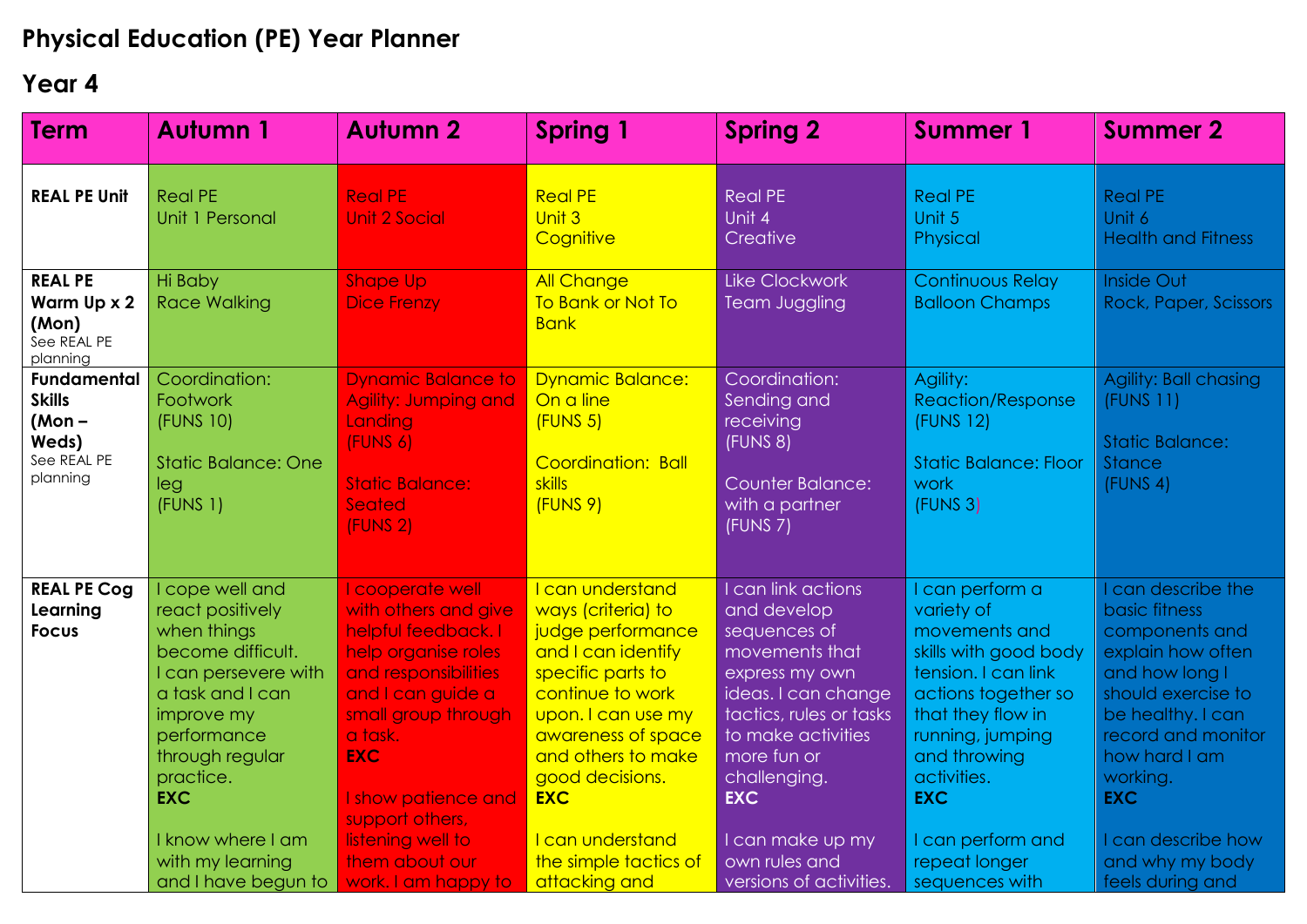# Physical Education (PE) Year Planner

## Year 4

| Term | Autumn 1 | Autumn 2 | Spring 1 | Spring 2 | Summer 1 | Summer 2 |
|---|---|---|---|---|---|---|
| **REAL PE Unit** | Real PE<br>Unit 1 Personal | Real PE<br>Unit 2 Social | Real PE<br>Unit 3<br>Cognitive | Real PE<br>Unit 4<br>Creative | Real PE<br>Unit 5<br>Physical | Real PE<br>Unit 6<br>Health and Fitness |
| **REAL PE Warm Up x 2 (Mon)**<br>See REAL PE planning | Hi Baby<br>Race Walking | Shape Up<br>Dice Frenzy | All Change<br>To Bank or Not To Bank | Like Clockwork<br>Team Juggling | Continuous Relay<br>Balloon Champs | Inside Out<br>Rock, Paper, Scissors |
| **Fundamental Skills (Mon – Weds)**<br>See REAL PE planning | Coordination: Footwork<br>(FUNS 10)<br><br>Static Balance: One leg<br>(FUNS 1) | Dynamic Balance to Agility: Jumping and Landing<br>(FUNS 6)<br><br>Static Balance: Seated<br>(FUNS 2) | Dynamic Balance: On a line<br>(FUNS 5)<br><br>Coordination: Ball skills<br>(FUNS 9) | Coordination: Sending and receiving<br>(FUNS 8)<br><br>Counter Balance: with a partner<br>(FUNS 7) | Agility: Reaction/Response<br>(FUNS 12)<br><br>Static Balance: Floor work<br>(FUNS 3) | Agility: Ball chasing<br>(FUNS 11)<br><br>Static Balance: Stance<br>(FUNS 4) |
| **REAL PE Cog Learning Focus** | I cope well and react positively when things become difficult. I can persevere with a task and I can improve my performance through regular practice.<br>**EXC**<br><br>I know where I am with my learning and I have begun to | I cooperate well with others and give helpful feedback. I help organise roles and responsibilities and I can guide a small group through a task.<br>**EXC**<br><br>I show patience and support others, listening well to them about our work. I am happy to | I can understand ways (criteria) to judge performance and I can identify specific parts to continue to work upon. I can use my awareness of space and others to make good decisions.<br>**EXC**<br><br>I can understand the simple tactics of attacking and | I can link actions and develop sequences of movements that express my own ideas. I can change tactics, rules or tasks to make activities more fun or challenging.<br>**EXC**<br><br>I can make up my own rules and versions of activities. | I can perform a variety of movements and skills with good body tension. I can link actions together so that they flow in running, jumping and throwing activities.<br>**EXC**<br><br>I can perform and repeat longer sequences with | I can describe the basic fitness components and explain how often and how long I should exercise to be healthy. I can record and monitor how hard I am working.<br>**EXC**<br><br>I can describe how and why my body feels during and |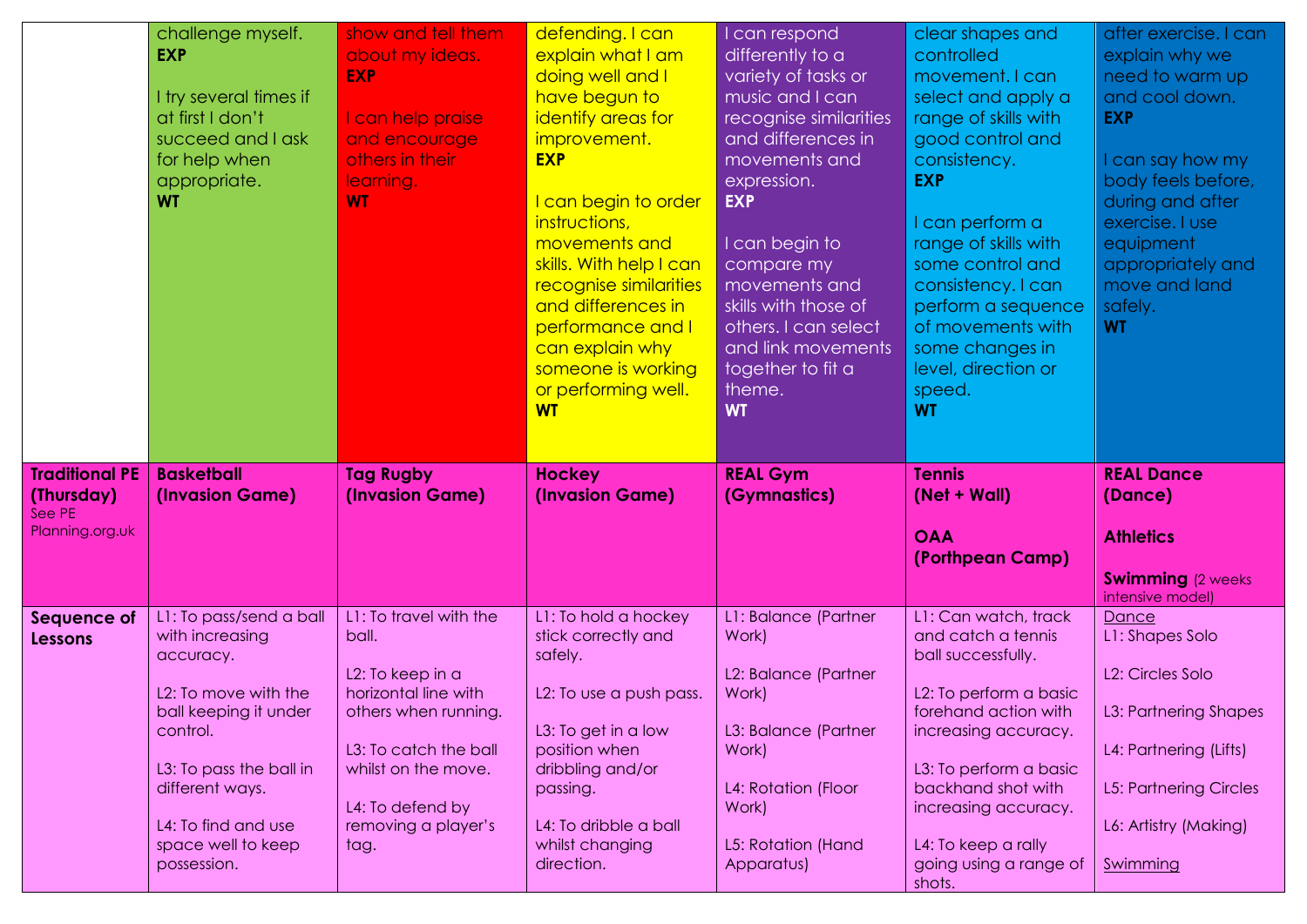|  |  |  |  |  |  |  |
|---|---|---|---|---|---|---|
|  | challenge myself. **EXP**<br><br>I try several times if at first I don't succeed and I ask for help when appropriate. **WT** | show and tell them about my ideas. **EXP**<br><br>I can help praise and encourage others in their learning. **WT** | defending. I can explain what I am doing well and I have begun to identify areas for improvement. **EXP**<br><br>I can begin to order instructions, movements and skills. With help I can recognise similarities and differences in performance and I can explain why someone is working or performing well. **WT** | I can respond differently to a variety of tasks or music and I can recognise similarities and differences in movements and expression. **EXP**<br><br>I can begin to compare my movements and skills with those of others. I can select and link movements together to fit a theme. **WT** | clear shapes and controlled movement. I can select and apply a range of skills with good control and consistency. **EXP**<br><br>I can perform a range of skills with some control and consistency. I can perform a sequence of movements with some changes in level, direction or speed. **WT** | after exercise. I can explain why we need to warm up and cool down. **EXP**<br><br>I can say how my body feels before, during and after exercise. I use equipment appropriately and move and land safely. **WT** |
| **Traditional PE (Thursday)** See PE Planning.org.uk | **Basketball (Invasion Game)** | **Tag Rugby (Invasion Game)** | **Hockey (Invasion Game)** | **REAL Gym (Gymnastics)** | **Tennis (Net + Wall)**<br><br>**OAA (Porthpean Camp)** | **REAL Dance (Dance)**<br><br>**Athletics**<br><br>**Swimming** (2 weeks intensive model) |
| **Sequence of Lessons** | L1: To pass/send a ball with increasing accuracy.<br><br>L2: To move with the ball keeping it under control.<br><br>L3: To pass the ball in different ways.<br><br>L4: To find and use space well to keep possession. | L1: To travel with the ball.<br><br>L2: To keep in a horizontal line with others when running.<br><br>L3: To catch the ball whilst on the move.<br><br>L4: To defend by removing a player's tag. | L1: To hold a hockey stick correctly and safely.<br><br>L2: To use a push pass.<br><br>L3: To get in a low position when dribbling and/or passing.<br><br>L4: To dribble a ball whilst changing direction. | L1: Balance (Partner Work)<br><br>L2: Balance (Partner Work)<br><br>L3: Balance (Partner Work)<br><br>L4: Rotation (Floor Work)<br><br>L5: Rotation (Hand Apparatus) | L1: Can watch, track and catch a tennis ball successfully.<br><br>L2: To perform a basic forehand action with increasing accuracy.<br><br>L3: To perform a basic backhand shot with increasing accuracy.<br><br>L4: To keep a rally going using a range of shots. | Dance<br>L1: Shapes Solo<br><br>L2: Circles Solo<br><br>L3: Partnering Shapes<br><br>L4: Partnering (Lifts)<br><br>L5: Partnering Circles<br><br>L6: Artistry (Making)<br><br>Swimming |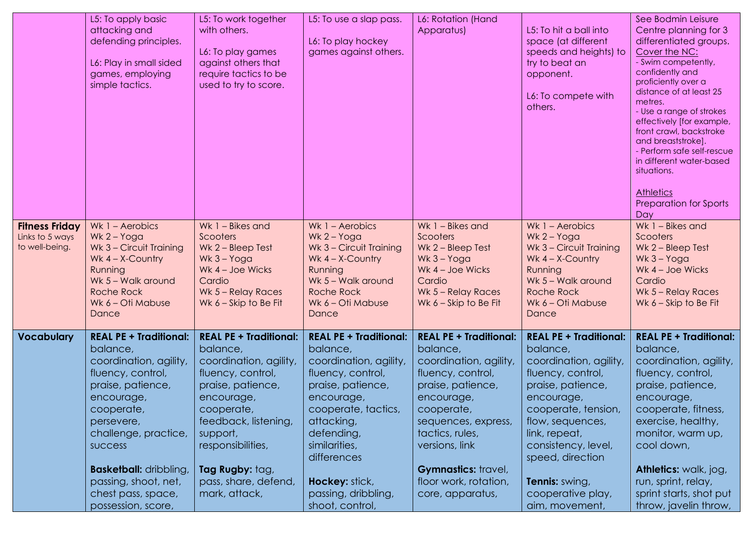|  |  |  |  |  |  |  |
|---|---|---|---|---|---|---|
|  | L5: To apply basic attacking and defending principles.<br><br>L6: Play in small sided games, employing simple tactics. | L5: To work together with others.<br><br>L6: To play games against others that require tactics to be used to try to score. | L5: To use a slap pass.<br><br>L6: To play hockey games against others. | L6: Rotation (Hand Apparatus) | L5: To hit a ball into space (at different speeds and heights) to try to beat an opponent.<br><br>L6: To compete with others. | See Bodmin Leisure Centre planning for 3 differentiated groups.<br>Cover the NC:<br>- Swim competently, confidently and proficiently over a distance of at least 25 metres.<br>- Use a range of strokes effectively [for example, front crawl, backstroke and breaststroke].<br>- Perform safe self-rescue in different water-based situations.<br><br>Athletics<br>Preparation for Sports Day |
| **Fitness Friday**<br>Links to 5 ways to well-being. | Wk 1 – Aerobics<br>Wk 2 – Yoga<br>Wk 3 – Circuit Training<br>Wk 4 – X-Country Running<br>Wk 5 – Walk around Roche Rock<br>Wk 6 – Oti Mabuse Dance | Wk 1 – Bikes and Scooters<br>Wk 2 – Bleep Test<br>Wk 3 – Yoga<br>Wk 4 – Joe Wicks Cardio<br>Wk 5 – Relay Races<br>Wk 6 – Skip to Be Fit | Wk 1 – Aerobics<br>Wk 2 – Yoga<br>Wk 3 – Circuit Training<br>Wk 4 – X-Country Running<br>Wk 5 – Walk around Roche Rock<br>Wk 6 – Oti Mabuse Dance | Wk 1 – Bikes and Scooters<br>Wk 2 – Bleep Test<br>Wk 3 – Yoga<br>Wk 4 – Joe Wicks Cardio<br>Wk 5 – Relay Races<br>Wk 6 – Skip to Be Fit | Wk 1 – Aerobics<br>Wk 2 – Yoga<br>Wk 3 – Circuit Training<br>Wk 4 – X-Country Running<br>Wk 5 – Walk around Roche Rock<br>Wk 6 – Oti Mabuse Dance | Wk 1 – Bikes and Scooters<br>Wk 2 – Bleep Test<br>Wk 3 – Yoga<br>Wk 4 – Joe Wicks Cardio<br>Wk 5 – Relay Races<br>Wk 6 – Skip to Be Fit |
| **Vocabulary** | **REAL PE + Traditional:** balance, coordination, agility, fluency, control, praise, patience, encourage, cooperate, persevere, challenge, practice, success<br><br>**Basketball:** dribbling, passing, shoot, net, chest pass, space, possession, score, | **REAL PE + Traditional:** balance, coordination, agility, fluency, control, praise, patience, encourage, cooperate, feedback, listening, support, responsibilities,<br><br>**Tag Rugby:** tag, pass, share, defend, mark, attack, | **REAL PE + Traditional:** balance, coordination, agility, fluency, control, praise, patience, encourage, cooperate, tactics, attacking, defending, similarities, differences<br><br>**Hockey:** stick, passing, dribbling, shoot, control, | **REAL PE + Traditional:** balance, coordination, agility, fluency, control, praise, patience, encourage, cooperate, sequences, express, tactics, rules, versions, link<br><br>**Gymnastics:** travel, floor work, rotation, core, apparatus, | **REAL PE + Traditional:** balance, coordination, agility, fluency, control, praise, patience, encourage, cooperate, tension, flow, sequences, link, repeat, consistency, level, speed, direction<br><br>**Tennis:** swing, cooperative play, aim, movement, | **REAL PE + Traditional:** balance, coordination, agility, fluency, control, praise, patience, encourage, cooperate, fitness, exercise, healthy, monitor, warm up, cool down,<br><br>**Athletics:** walk, jog, run, sprint, relay, sprint starts, shot put throw, javelin throw, |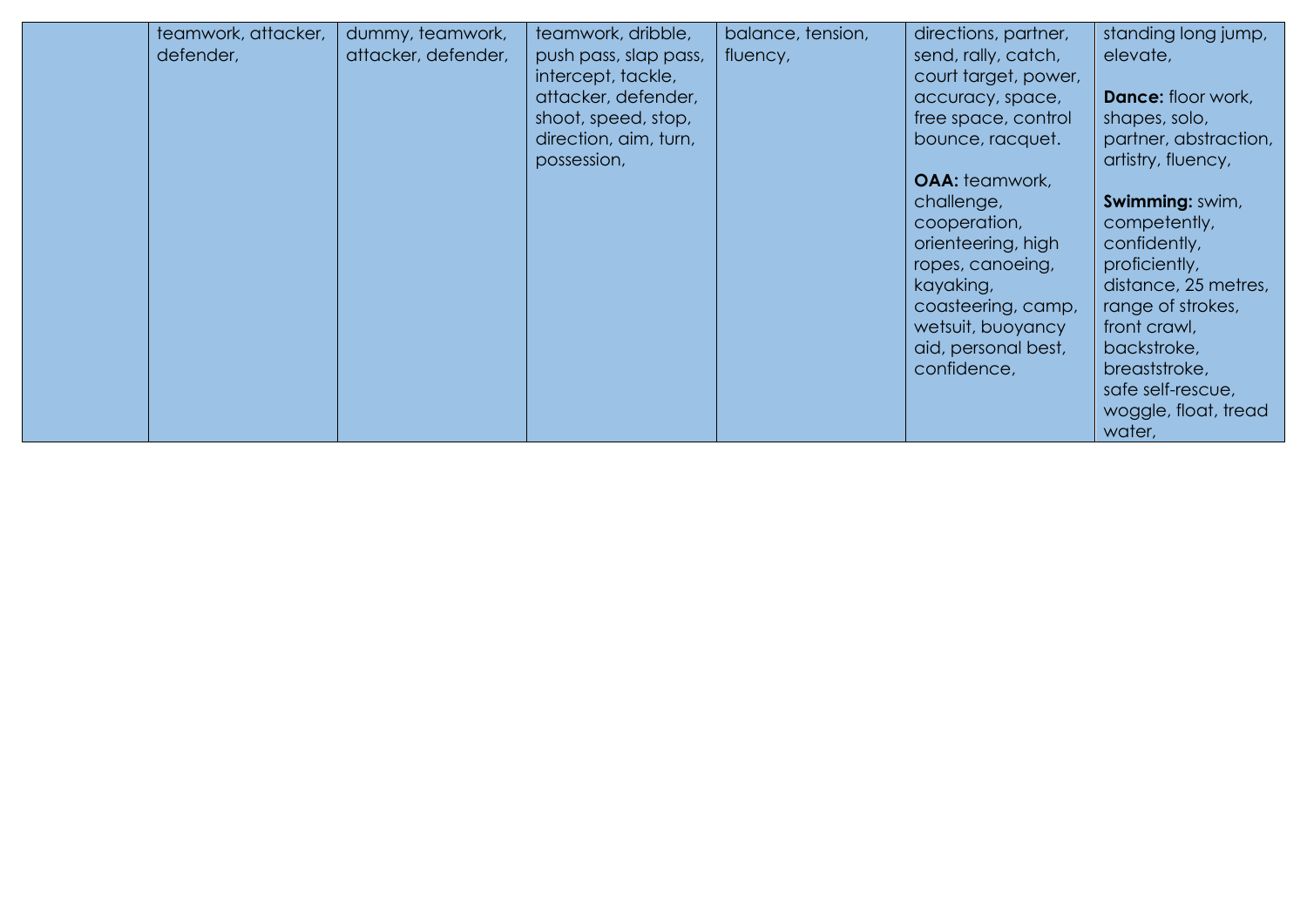| | | | | | | |
|---|---|---|---|---|---|---|
| | teamwork, attacker, defender, | dummy, teamwork, attacker, defender, | teamwork, dribble, push pass, slap pass, intercept, tackle, attacker, defender, shoot, speed, stop, direction, aim, turn, possession, | balance, tension, fluency, | directions, partner, send, rally, catch, court target, power, accuracy, space, free space, control bounce, racquet.<br><br>**OAA:** teamwork, challenge, cooperation, orienteering, high ropes, canoeing, kayaking, coasteering, camp, wetsuit, buoyancy aid, personal best, confidence, | standing long jump, elevate,<br><br>**Dance:** floor work, shapes, solo, partner, abstraction, artistry, fluency,<br><br>**Swimming:** swim, competently, confidently, proficiently, distance, 25 metres, range of strokes, front crawl, backstroke, breaststroke, safe self-rescue, woggle, float, tread water, |